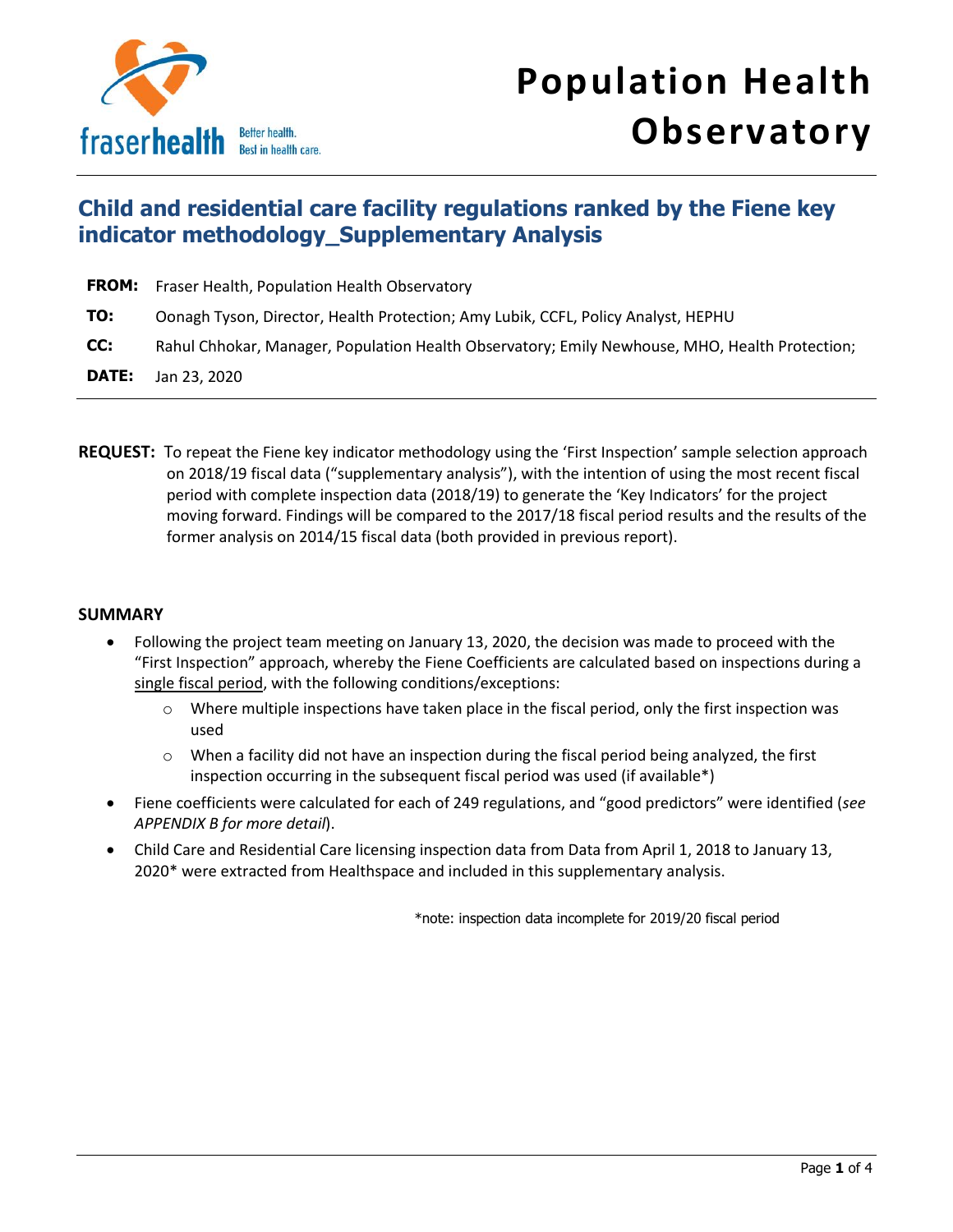# Population Health Observatory

## Child and residential care facility regulations ranked by the Fiene key indicator methodology_Supplementary Analysis

**FROM:** Fraser Health, Population Health Observatory

**TO:** Oonagh Tyson, Director, Health Protection; Amy Lubik, CCFL, Policy Analyst, HEPHU

**CC:** Rahul Chhokar, Manager, Population Health Observatory; Emily Newhouse, MHO, Health Protection;

**DATE:** Jan 23, 2020

---

**REQUEST:** To repeat the Fiene key indicator methodology using the 'First Inspection' sample selection approach on 2018/19 fiscal data ("supplementary analysis"), with the intention of using the most recent fiscal period with complete inspection data (2018/19) to generate the 'Key Indicators' for the project moving forward. Findings will be compared to the 2017/18 fiscal period results and the results of the former analysis on 2014/15 fiscal data (both provided in previous report).

### SUMMARY

- Following the project team meeting on January 13, 2020, the decision was made to proceed with the "First Inspection" approach, whereby the Fiene Coefficients are calculated based on inspections during a single fiscal period, with the following conditions/exceptions:
  - Where multiple inspections have taken place in the fiscal period, only the first inspection was used
  - When a facility did not have an inspection during the fiscal period being analyzed, the first inspection occurring in the subsequent fiscal period was used (if available*)
- Fiene coefficients were calculated for each of 249 regulations, and "good predictors" were identified (*see APPENDIX B for more detail*).
- Child Care and Residential Care licensing inspection data from Data from April 1, 2018 to January 13, 2020* were extracted from Healthspace and included in this supplementary analysis.

*note: inspection data incomplete for 2019/20 fiscal period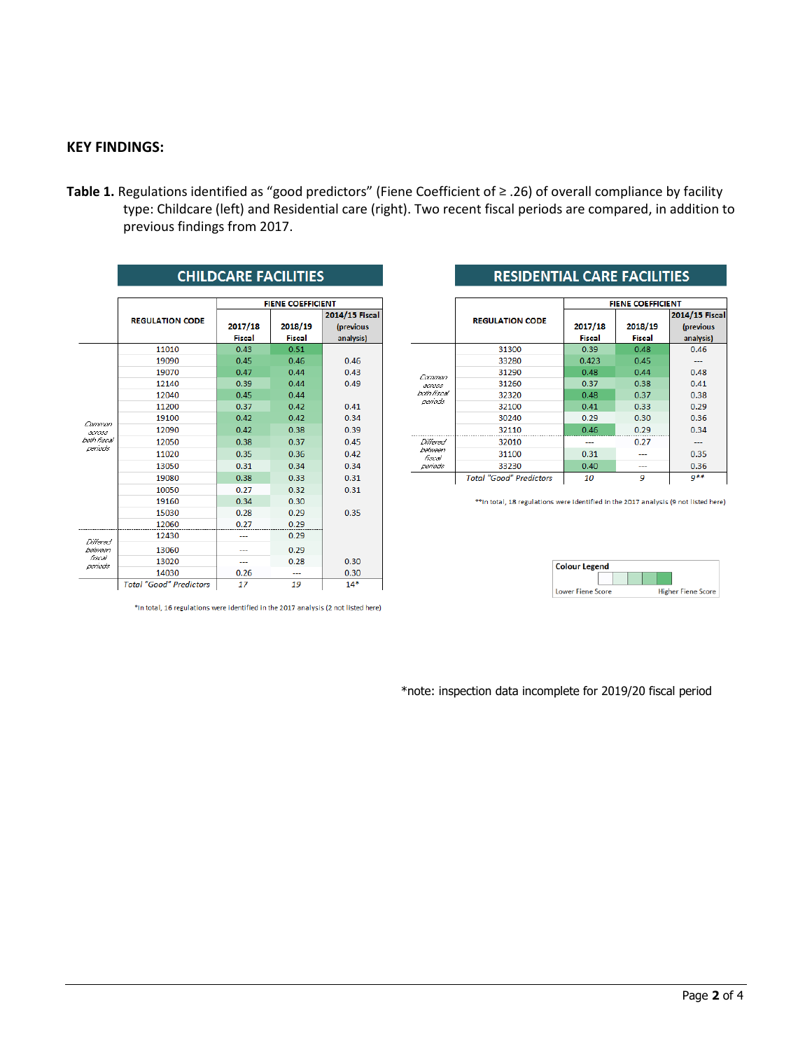**KEY FINDINGS:**

**Table 1.** Regulations identified as "good predictors" (Fiene Coefficient of ≥ .26) of overall compliance by facility type: Childcare (left) and Residential care (right). Two recent fiscal periods are compared, in addition to previous findings from 2017.

**CHILDCARE FACILITIES**

| | REGULATION CODE | FIENE COEFFICIENT | | |
|---|---|---|---|---|
| | | 2017/18 Fiscal | 2018/19 Fiscal | 2014/15 Fiscal (previous analysis) |
| Common across both fiscal periods | 11010 | 0.43 | 0.51 | |
| | 19090 | 0.45 | 0.46 | 0.46 |
| | 19070 | 0.47 | 0.44 | 0.43 |
| | 12140 | 0.39 | 0.44 | 0.49 |
| | 12040 | 0.45 | 0.44 | |
| | 11200 | 0.37 | 0.42 | 0.41 |
| | 19100 | 0.42 | 0.42 | 0.34 |
| | 12090 | 0.42 | 0.38 | 0.39 |
| | 12050 | 0.38 | 0.37 | 0.45 |
| | 11020 | 0.35 | 0.36 | 0.42 |
| | 13050 | 0.31 | 0.34 | 0.34 |
| | 19080 | 0.38 | 0.33 | 0.31 |
| | 10050 | 0.27 | 0.32 | 0.31 |
| | 19160 | 0.34 | 0.30 | |
| | 15030 | 0.28 | 0.29 | 0.35 |
| | 12060 | 0.27 | 0.29 | |
| Differed between fiscal periods | 12430 | --- | 0.29 | |
| | 13060 | --- | 0.29 | |
| | 13020 | --- | 0.28 | 0.30 |
| | 14030 | 0.26 | --- | 0.30 |
| | *Total "Good" Predictors* | *17* | *19* | *14\** |

*In total, 16 regulations were identified in the 2017 analysis (2 not listed here)

**RESIDENTIAL CARE FACILITIES**

| | REGULATION CODE | FIENE COEFFICIENT | | |
|---|---|---|---|---|
| | | 2017/18 Fiscal | 2018/19 Fiscal | 2014/15 Fiscal (previous analysis) |
| Common across both fiscal periods | 31300 | 0.39 | 0.48 | 0.46 |
| | 33280 | 0.423 | 0.45 | --- |
| | 31290 | 0.48 | 0.44 | 0.48 |
| | 31260 | 0.37 | 0.38 | 0.41 |
| | 32320 | 0.48 | 0.37 | 0.38 |
| | 32100 | 0.41 | 0.33 | 0.29 |
| | 30240 | 0.29 | 0.30 | 0.36 |
| | 32110 | 0.46 | 0.29 | 0.34 |
| Differed between fiscal periods | 32010 | --- | 0.27 | --- |
| | 31100 | 0.31 | --- | 0.35 |
| | 33230 | 0.40 | --- | 0.36 |
| | *Total "Good" Predictors* | *10* | *9* | *9\*\** |

**In total, 18 regulations were identified in the 2017 analysis (9 not listed here)

Colour Legend: Lower Fiene Score → Higher Fiene Score

*note: inspection data incomplete for 2019/20 fiscal period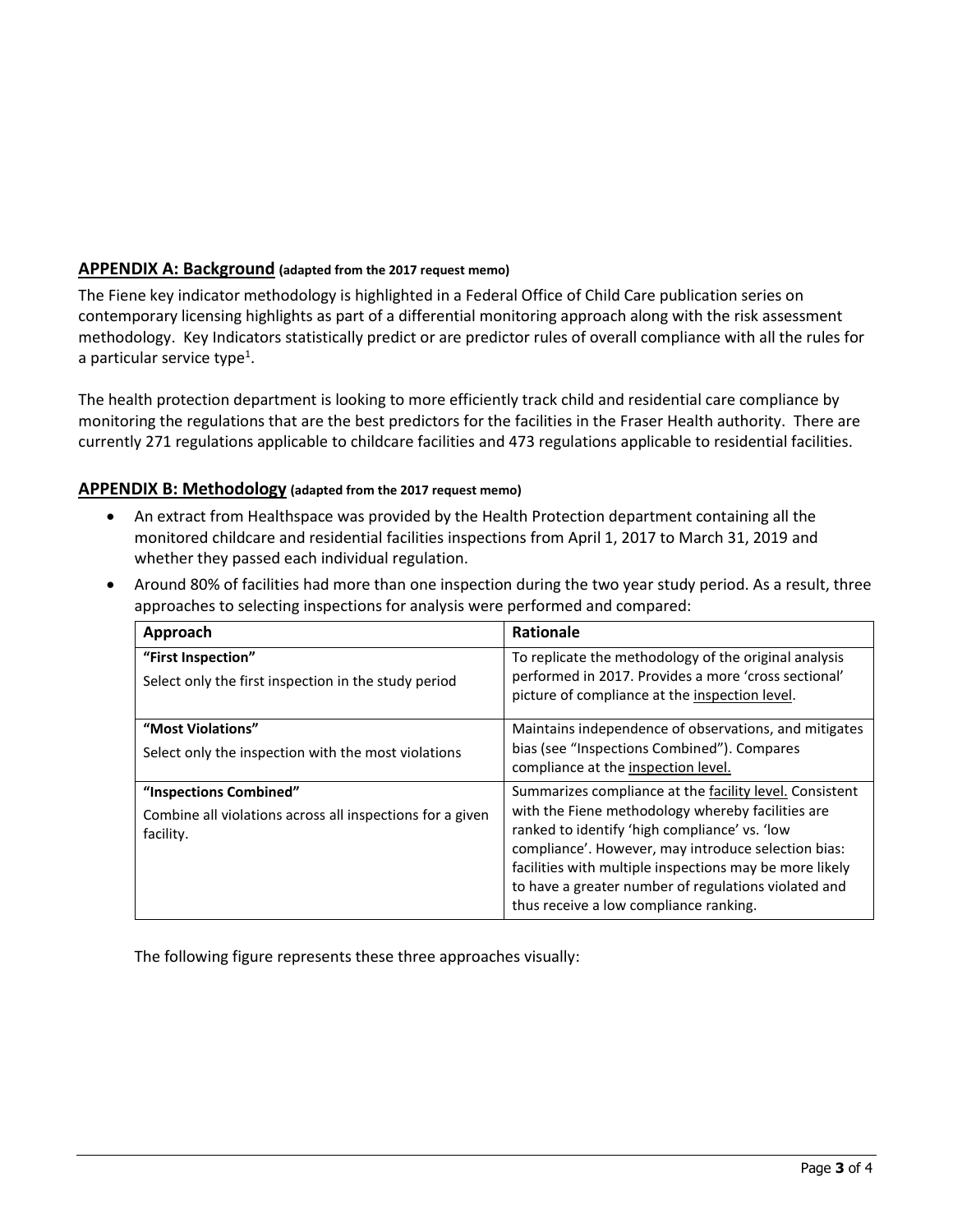## APPENDIX A: Background (adapted from the 2017 request memo)

The Fiene key indicator methodology is highlighted in a Federal Office of Child Care publication series on contemporary licensing highlights as part of a differential monitoring approach along with the risk assessment methodology. Key Indicators statistically predict or are predictor rules of overall compliance with all the rules for a particular service type[1].

The health protection department is looking to more efficiently track child and residential care compliance by monitoring the regulations that are the best predictors for the facilities in the Fraser Health authority. There are currently 271 regulations applicable to childcare facilities and 473 regulations applicable to residential facilities.

## APPENDIX B: Methodology (adapted from the 2017 request memo)

- An extract from Healthspace was provided by the Health Protection department containing all the monitored childcare and residential facilities inspections from April 1, 2017 to March 31, 2019 and whether they passed each individual regulation.
- Around 80% of facilities had more than one inspection during the two year study period. As a result, three approaches to selecting inspections for analysis were performed and compared:

| Approach | Rationale |
|---|---|
| **"First Inspection"**<br>Select only the first inspection in the study period | To replicate the methodology of the original analysis performed in 2017. Provides a more 'cross sectional' picture of compliance at the inspection level. |
| **"Most Violations"**<br>Select only the inspection with the most violations | Maintains independence of observations, and mitigates bias (see "Inspections Combined"). Compares compliance at the inspection level. |
| **"Inspections Combined"**<br>Combine all violations across all inspections for a given facility. | Summarizes compliance at the facility level. Consistent with the Fiene methodology whereby facilities are ranked to identify 'high compliance' vs. 'low compliance'. However, may introduce selection bias: facilities with multiple inspections may be more likely to have a greater number of regulations violated and thus receive a low compliance ranking. |

The following figure represents these three approaches visually: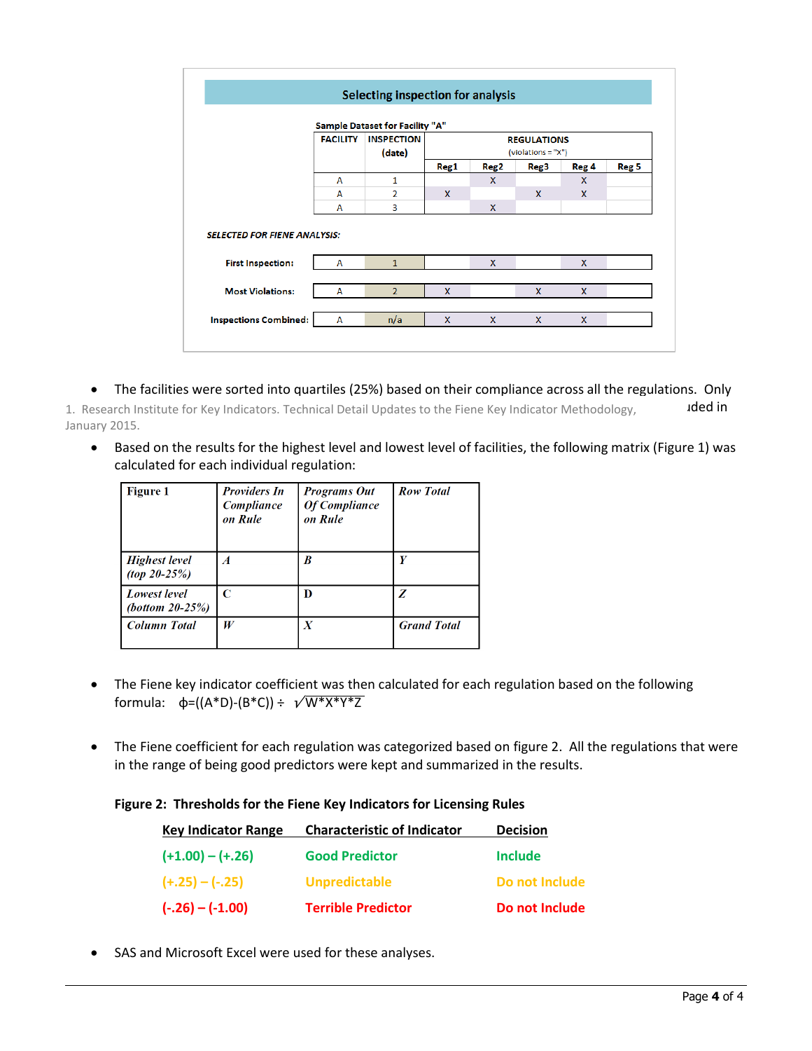## Selecting Inspection for analysis

**Sample Dataset for Facility "A"**

| FACILITY | INSPECTION (date) | REGULATIONS (violations = "x") | | | | |
|---|---|---|---|---|---|---|
| | | Reg1 | Reg2 | Reg3 | Reg 4 | Reg 5 |
| A | 1 | | X | | X | |
| A | 2 | X | | X | X | |
| A | 3 | | X | | | |

*SELECTED FOR FIENE ANALYSIS:*

| | FACILITY | INSPECTION | Reg1 | Reg2 | Reg3 | Reg 4 | Reg 5 |
|---|---|---|---|---|---|---|---|
| First Inspection: | A | 1 | | X | | X | |
| Most Violations: | A | 2 | X | | X | X | |
| Inspections Combined: | A | n/a | X | X | X | X | |

- The facilities were sorted into quartiles (25%) based on their compliance across all the regulations. Only ...ıded in

1. Research Institute for Key Indicators. Technical Detail Updates to the Fiene Key Indicator Methodology, January 2015.

- Based on the results for the highest level and lowest level of facilities, the following matrix (Figure 1) was calculated for each individual regulation:

| *Figure 1* | *Providers In Compliance on Rule* | *Programs Out Of Compliance on Rule* | *Row Total* |
|---|---|---|---|
| *Highest level (top 20-25%)* | *A* | *B* | *Y* |
| *Lowest level (bottom 20-25%)* | C | D | *Z* |
| *Column Total* | *W* | *X* | *Grand Total* |

- The Fiene key indicator coefficient was then calculated for each regulation based on the following formula: $\phi = ((A*D)-(B*C)) \div \sqrt{W*X*Y*Z}$

- The Fiene coefficient for each regulation was categorized based on figure 2. All the regulations that were in the range of being good predictors were kept and summarized in the results.

**Figure 2: Thresholds for the Fiene Key Indicators for Licensing Rules**

| Key Indicator Range | Characteristic of Indicator | Decision |
|---|---|---|
| **(+1.00) – (+.26)** | **Good Predictor** | **Include** |
| **(+.25) – (-.25)** | **Unpredictable** | **Do not Include** |
| **(-.26) – (-1.00)** | **Terrible Predictor** | **Do not Include** |

- SAS and Microsoft Excel were used for these analyses.